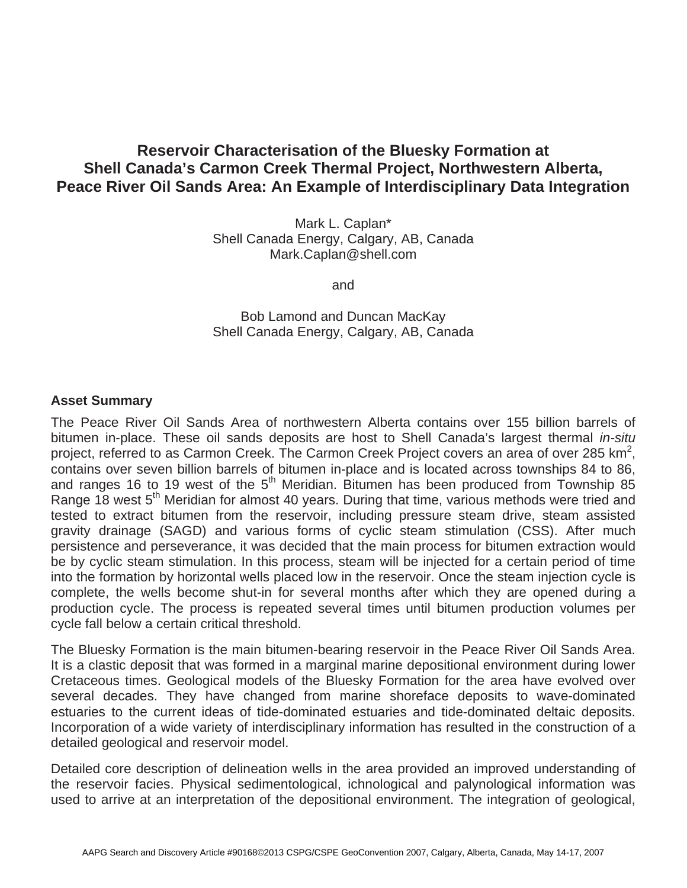# Reservoir Characterisation of the Bluesky Formation at Shell Canada's Carmon Creek Thermal Project, Northwestern Alberta, Peace River Oil Sands Area: An Example of Interdisciplinary Data Integration

Mark L. Caplan*
Shell Canada Energy, Calgary, AB, Canada
Mark.Caplan@shell.com

and

Bob Lamond and Duncan MacKay
Shell Canada Energy, Calgary, AB, Canada

## Asset Summary

The Peace River Oil Sands Area of northwestern Alberta contains over 155 billion barrels of bitumen in-place. These oil sands deposits are host to Shell Canada's largest thermal *in-situ* project, referred to as Carmon Creek. The Carmon Creek Project covers an area of over 285 $km^2$, contains over seven billion barrels of bitumen in-place and is located across townships 84 to 86, and ranges 16 to 19 west of the $5^{th}$ Meridian. Bitumen has been produced from Township 85 Range 18 west $5^{th}$ Meridian for almost 40 years. During that time, various methods were tried and tested to extract bitumen from the reservoir, including pressure steam drive, steam assisted gravity drainage (SAGD) and various forms of cyclic steam stimulation (CSS). After much persistence and perseverance, it was decided that the main process for bitumen extraction would be by cyclic steam stimulation. In this process, steam will be injected for a certain period of time into the formation by horizontal wells placed low in the reservoir. Once the steam injection cycle is complete, the wells become shut-in for several months after which they are opened during a production cycle. The process is repeated several times until bitumen production volumes per cycle fall below a certain critical threshold.

The Bluesky Formation is the main bitumen-bearing reservoir in the Peace River Oil Sands Area. It is a clastic deposit that was formed in a marginal marine depositional environment during lower Cretaceous times. Geological models of the Bluesky Formation for the area have evolved over several decades. They have changed from marine shoreface deposits to wave-dominated estuaries to the current ideas of tide-dominated estuaries and tide-dominated deltaic deposits. Incorporation of a wide variety of interdisciplinary information has resulted in the construction of a detailed geological and reservoir model.

Detailed core description of delineation wells in the area provided an improved understanding of the reservoir facies. Physical sedimentological, ichnological and palynological information was used to arrive at an interpretation of the depositional environment. The integration of geological,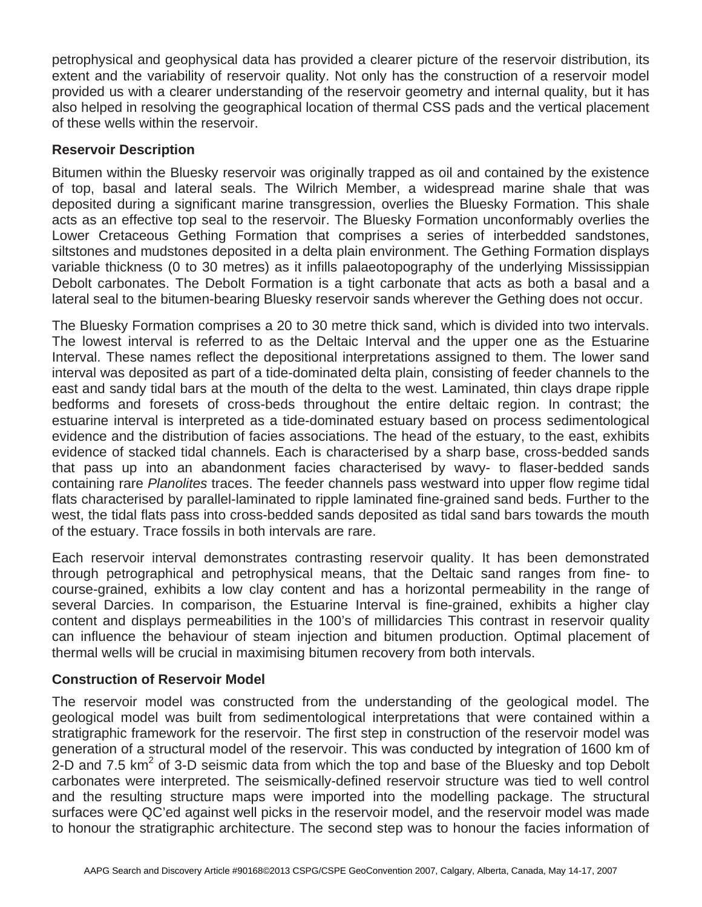petrophysical and geophysical data has provided a clearer picture of the reservoir distribution, its extent and the variability of reservoir quality. Not only has the construction of a reservoir model provided us with a clearer understanding of the reservoir geometry and internal quality, but it has also helped in resolving the geographical location of thermal CSS pads and the vertical placement of these wells within the reservoir.

## Reservoir Description

Bitumen within the Bluesky reservoir was originally trapped as oil and contained by the existence of top, basal and lateral seals. The Wilrich Member, a widespread marine shale that was deposited during a significant marine transgression, overlies the Bluesky Formation. This shale acts as an effective top seal to the reservoir. The Bluesky Formation unconformably overlies the Lower Cretaceous Gething Formation that comprises a series of interbedded sandstones, siltstones and mudstones deposited in a delta plain environment. The Gething Formation displays variable thickness (0 to 30 metres) as it infills palaeotopography of the underlying Mississippian Debolt carbonates. The Debolt Formation is a tight carbonate that acts as both a basal and a lateral seal to the bitumen-bearing Bluesky reservoir sands wherever the Gething does not occur.

The Bluesky Formation comprises a 20 to 30 metre thick sand, which is divided into two intervals. The lowest interval is referred to as the Deltaic Interval and the upper one as the Estuarine Interval. These names reflect the depositional interpretations assigned to them. The lower sand interval was deposited as part of a tide-dominated delta plain, consisting of feeder channels to the east and sandy tidal bars at the mouth of the delta to the west. Laminated, thin clays drape ripple bedforms and foresets of cross-beds throughout the entire deltaic region. In contrast; the estuarine interval is interpreted as a tide-dominated estuary based on process sedimentological evidence and the distribution of facies associations. The head of the estuary, to the east, exhibits evidence of stacked tidal channels. Each is characterised by a sharp base, cross-bedded sands that pass up into an abandonment facies characterised by wavy- to flaser-bedded sands containing rare *Planolites* traces. The feeder channels pass westward into upper flow regime tidal flats characterised by parallel-laminated to ripple laminated fine-grained sand beds. Further to the west, the tidal flats pass into cross-bedded sands deposited as tidal sand bars towards the mouth of the estuary. Trace fossils in both intervals are rare.

Each reservoir interval demonstrates contrasting reservoir quality. It has been demonstrated through petrographical and petrophysical means, that the Deltaic sand ranges from fine- to course-grained, exhibits a low clay content and has a horizontal permeability in the range of several Darcies. In comparison, the Estuarine Interval is fine-grained, exhibits a higher clay content and displays permeabilities in the 100's of millidarcies This contrast in reservoir quality can influence the behaviour of steam injection and bitumen production. Optimal placement of thermal wells will be crucial in maximising bitumen recovery from both intervals.

## Construction of Reservoir Model

The reservoir model was constructed from the understanding of the geological model. The geological model was built from sedimentological interpretations that were contained within a stratigraphic framework for the reservoir. The first step in construction of the reservoir model was generation of a structural model of the reservoir. This was conducted by integration of 1600 km of 2-D and 7.5 km$^2$ of 3-D seismic data from which the top and base of the Bluesky and top Debolt carbonates were interpreted. The seismically-defined reservoir structure was tied to well control and the resulting structure maps were imported into the modelling package. The structural surfaces were QC'ed against well picks in the reservoir model, and the reservoir model was made to honour the stratigraphic architecture. The second step was to honour the facies information of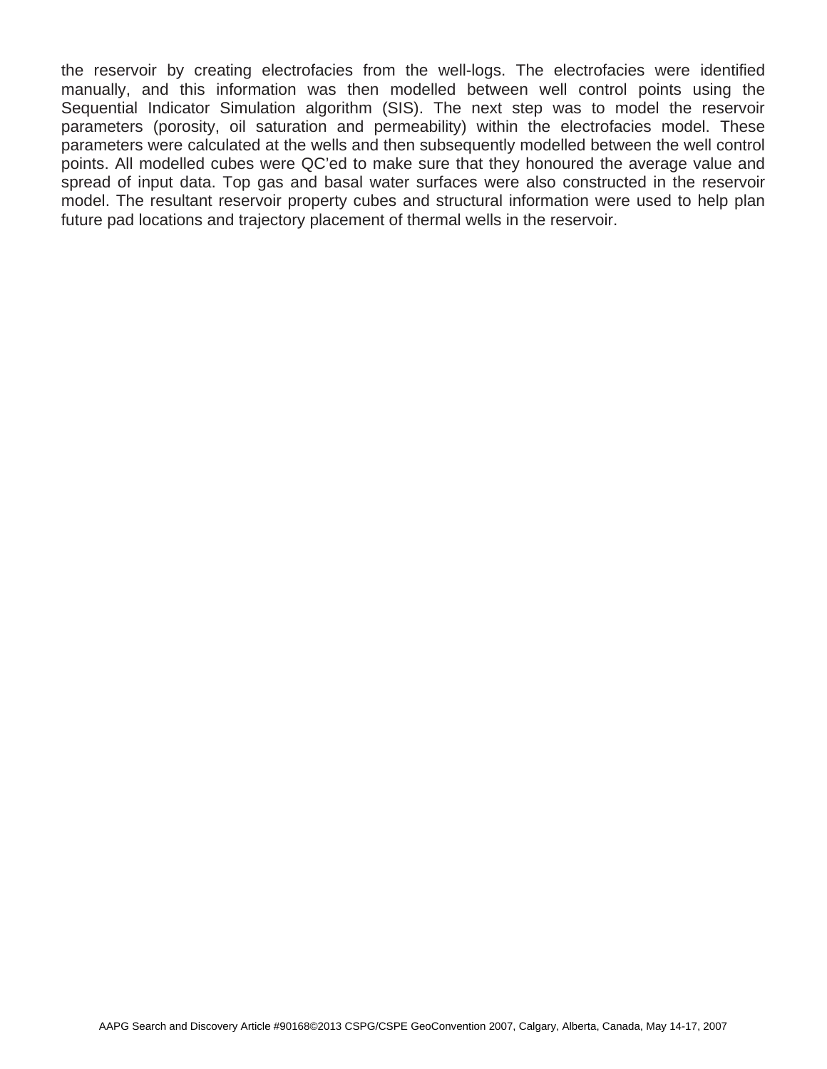the reservoir by creating electrofacies from the well-logs. The electrofacies were identified manually, and this information was then modelled between well control points using the Sequential Indicator Simulation algorithm (SIS). The next step was to model the reservoir parameters (porosity, oil saturation and permeability) within the electrofacies model. These parameters were calculated at the wells and then subsequently modelled between the well control points. All modelled cubes were QC'ed to make sure that they honoured the average value and spread of input data. Top gas and basal water surfaces were also constructed in the reservoir model. The resultant reservoir property cubes and structural information were used to help plan future pad locations and trajectory placement of thermal wells in the reservoir.